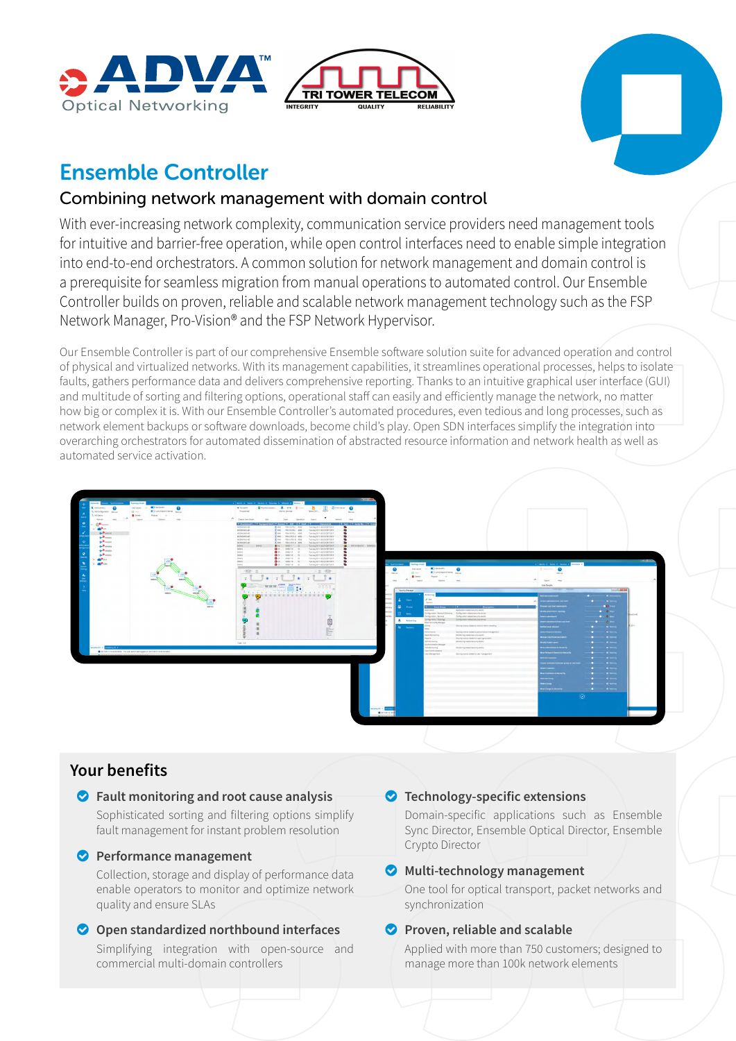# Ensemble Controller

## Combining network management with domain control

With ever-increasing network complexity, communication service providers need management tools for intuitive and barrier-free operation, while open control interfaces need to enable simple integration into end-to-end orchestrators. A common solution for network management and domain control is a prerequisite for seamless migration from manual operations to automated control. Our Ensemble Controller builds on proven, reliable and scalable network management technology such as the FSP Network Manager, Pro-Vision® and the FSP Network Hypervisor.

Our Ensemble Controller is part of our comprehensive Ensemble software solution suite for advanced operation and control of physical and virtualized networks. With its management capabilities, it streamlines operational processes, helps to isolate faults, gathers performance data and delivers comprehensive reporting. Thanks to an intuitive graphical user interface (GUI) and multitude of sorting and filtering options, operational staff can easily and efficiently manage the network, no matter how big or complex it is. With our Ensemble Controller's automated procedures, even tedious and long processes, such as network element backups or software downloads, become child's play. Open SDN interfaces simplify the integration into overarching orchestrators for automated dissemination of abstracted resource information and network health as well as automated service activation.

## Your benefits

- **Fault monitoring and root cause analysis**
  Sophisticated sorting and filtering options simplify fault management for instant problem resolution

- **Performance management**
  Collection, storage and display of performance data enable operators to monitor and optimize network quality and ensure SLAs

- **Open standardized northbound interfaces**
  Simplifying integration with open-source and commercial multi-domain controllers

- **Technology-specific extensions**
  Domain-specific applications such as Ensemble Sync Director, Ensemble Optical Director, Ensemble Crypto Director

- **Multi-technology management**
  One tool for optical transport, packet networks and synchronization

- **Proven, reliable and scalable**
  Applied with more than 750 customers; designed to manage more than 100k network elements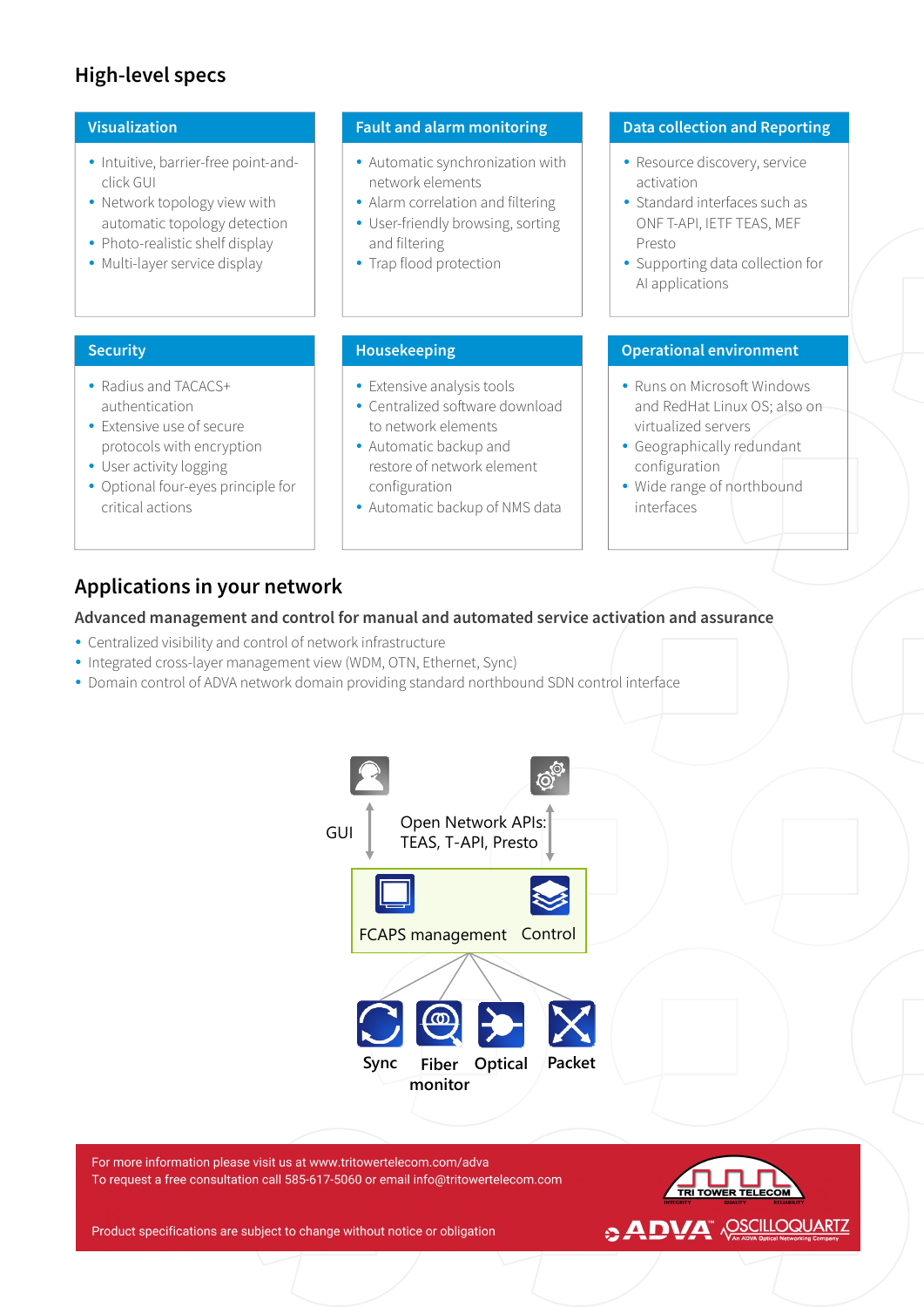## High-level specs

### Visualization

- Intuitive, barrier-free point-and-click GUI
- Network topology view with automatic topology detection
- Photo-realistic shelf display
- Multi-layer service display

### Fault and alarm monitoring

- Automatic synchronization with network elements
- Alarm correlation and filtering
- User-friendly browsing, sorting and filtering
- Trap flood protection

### Data collection and Reporting

- Resource discovery, service activation
- Standard interfaces such as ONF T-API, IETF TEAS, MEF Presto
- Supporting data collection for AI applications

### Security

- Radius and TACACS+ authentication
- Extensive use of secure protocols with encryption
- User activity logging
- Optional four-eyes principle for critical actions

### Housekeeping

- Extensive analysis tools
- Centralized software download to network elements
- Automatic backup and restore of network element configuration
- Automatic backup of NMS data

### Operational environment

- Runs on Microsoft Windows and RedHat Linux OS; also on virtualized servers
- Geographically redundant configuration
- Wide range of northbound interfaces

## Applications in your network

**Advanced management and control for manual and automated service activation and assurance**

- Centralized visibility and control of network infrastructure
- Integrated cross-layer management view (WDM, OTN, Ethernet, Sync)
- Domain control of ADVA network domain providing standard northbound SDN control interface

GUI

Open Network APIs:
TEAS, T-API, Presto

FCAPS management

Control

Sync

Fiber monitor

Optical

Packet

For more information please visit us at www.tritowertelecom.com/adva
To request a free consultation call 585-617-5060 or email info@tritowertelecom.com

Product specifications are subject to change without notice or obligation